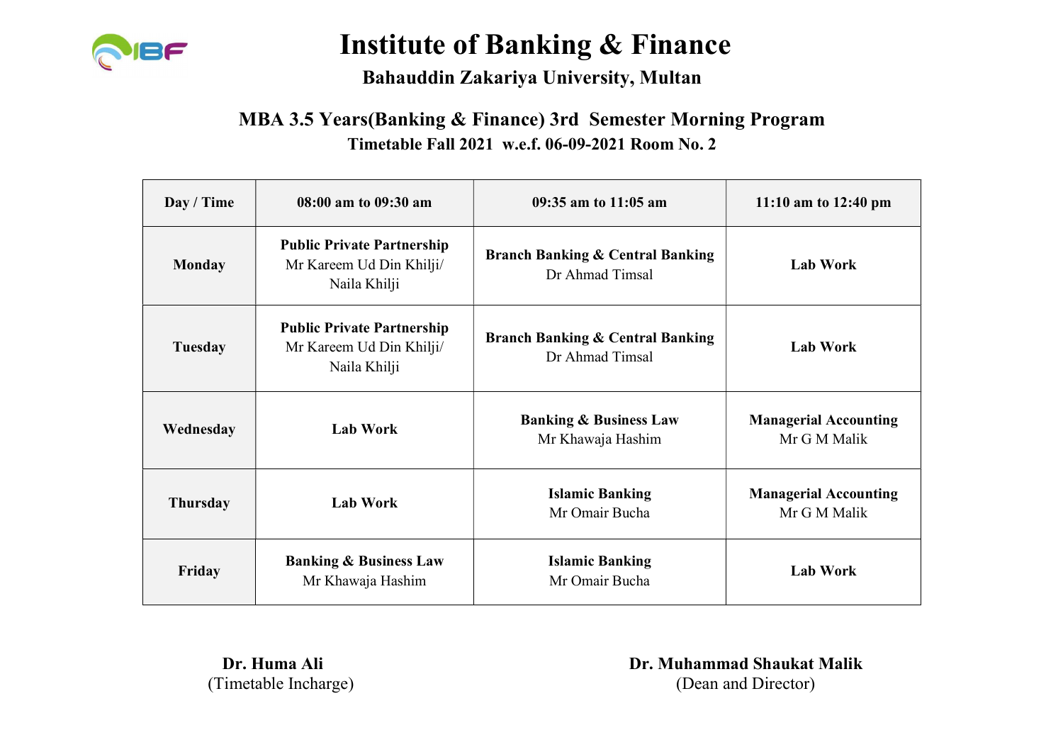# Institute of Banking & Finance

## Bahauddin Zakariya University, Multan

### MBA 3.5 Years(Banking & Finance) 3rd Semester Morning Program

**Timetable Fall 2021 w.e.f. 06-09-2021 Room No. 2**

| Day / Time | 08:00 am to 09:30 am | 09:35 am to 11:05 am | 11:10 am to 12:40 pm |
|---|---|---|---|
| **Monday** | **Public Private Partnership** Mr Kareem Ud Din Khilji/ Naila Khilji | **Branch Banking & Central Banking** Dr Ahmad Timsal | **Lab Work** |
| **Tuesday** | **Public Private Partnership** Mr Kareem Ud Din Khilji/ Naila Khilji | **Branch Banking & Central Banking** Dr Ahmad Timsal | **Lab Work** |
| **Wednesday** | **Lab Work** | **Banking & Business Law** Mr Khawaja Hashim | **Managerial Accounting** Mr G M Malik |
| **Thursday** | **Lab Work** | **Islamic Banking** Mr Omair Bucha | **Managerial Accounting** Mr G M Malik |
| **Friday** | **Banking & Business Law** Mr Khawaja Hashim | **Islamic Banking** Mr Omair Bucha | **Lab Work** |

**Dr. Huma Ali**
(Timetable Incharge)

**Dr. Muhammad Shaukat Malik**
(Dean and Director)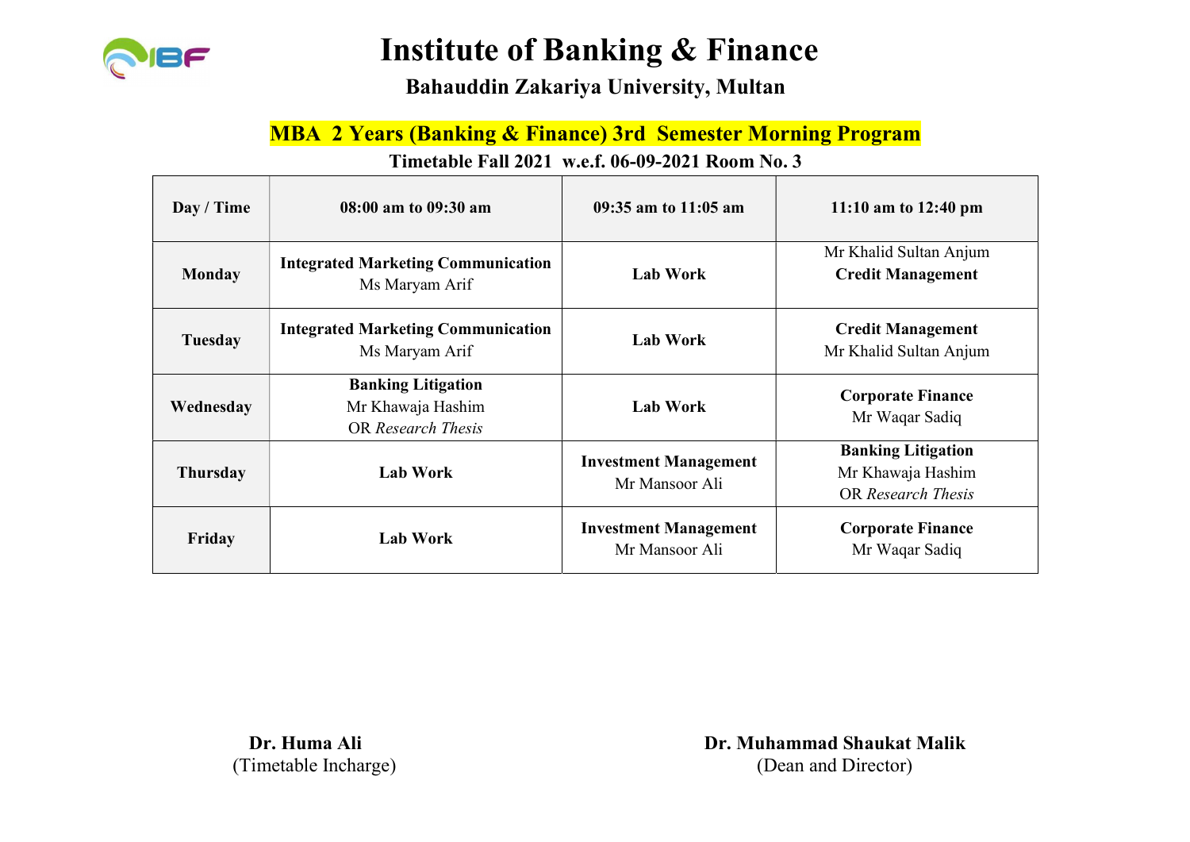# Institute of Banking & Finance

**Bahauddin Zakariya University, Multan**

## MBA 2 Years (Banking & Finance) 3rd Semester Morning Program

**Timetable Fall 2021 w.e.f. 06-09-2021 Room No. 3**

| Day / Time | 08:00 am to 09:30 am | 09:35 am to 11:05 am | 11:10 am to 12:40 pm |
|---|---|---|---|
| **Monday** | **Integrated Marketing Communication** Ms Maryam Arif | **Lab Work** | Mr Khalid Sultan Anjum **Credit Management** |
| **Tuesday** | **Integrated Marketing Communication** Ms Maryam Arif | **Lab Work** | **Credit Management** Mr Khalid Sultan Anjum |
| **Wednesday** | **Banking Litigation** Mr Khawaja Hashim OR *Research Thesis* | **Lab Work** | **Corporate Finance** Mr Waqar Sadiq |
| **Thursday** | **Lab Work** | **Investment Management** Mr Mansoor Ali | **Banking Litigation** Mr Khawaja Hashim OR *Research Thesis* |
| **Friday** | **Lab Work** | **Investment Management** Mr Mansoor Ali | **Corporate Finance** Mr Waqar Sadiq |

**Dr. Huma Ali**
(Timetable Incharge)

**Dr. Muhammad Shaukat Malik**
(Dean and Director)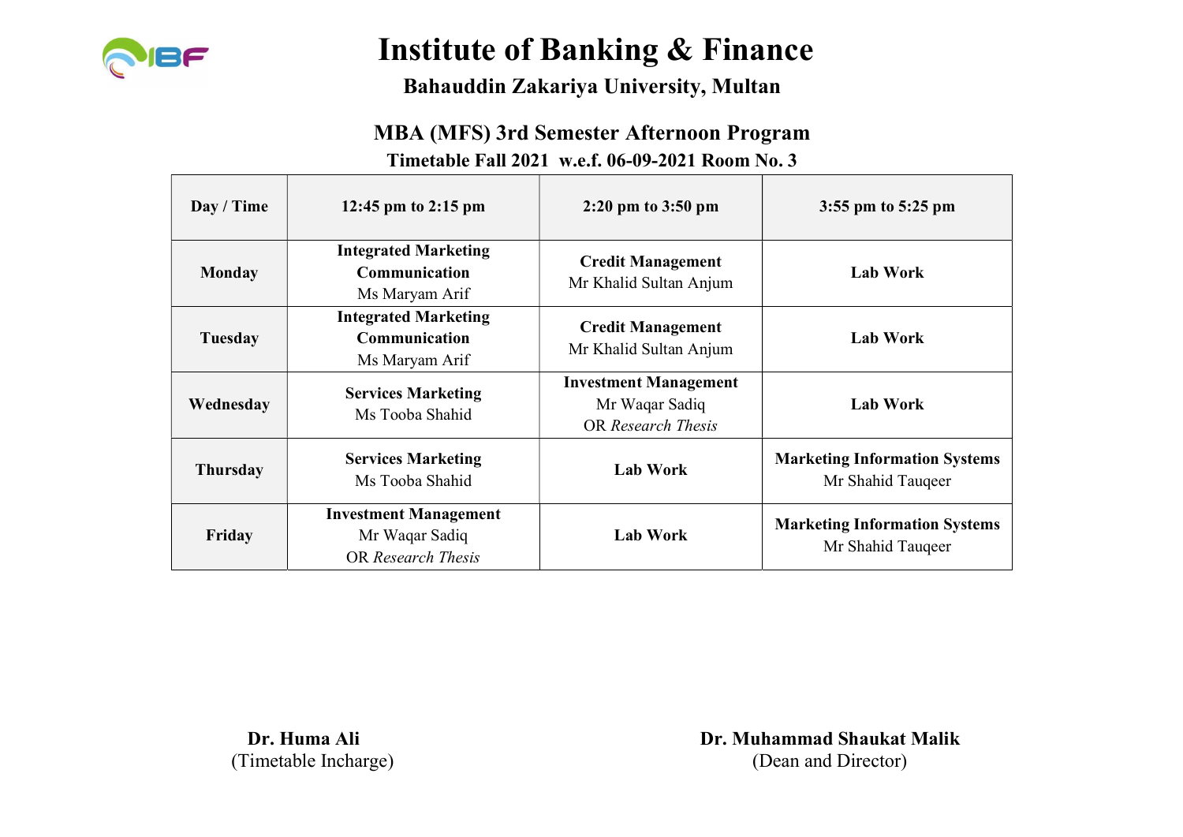# Institute of Banking & Finance

## Bahauddin Zakariya University, Multan

### MBA (MFS) 3rd Semester Afternoon Program

**Timetable Fall 2021 w.e.f. 06-09-2021 Room No. 3**

| Day / Time | 12:45 pm to 2:15 pm | 2:20 pm to 3:50 pm | 3:55 pm to 5:25 pm |
|---|---|---|---|
| **Monday** | **Integrated Marketing Communication** Ms Maryam Arif | **Credit Management** Mr Khalid Sultan Anjum | **Lab Work** |
| **Tuesday** | **Integrated Marketing Communication** Ms Maryam Arif | **Credit Management** Mr Khalid Sultan Anjum | **Lab Work** |
| **Wednesday** | **Services Marketing** Ms Tooba Shahid | **Investment Management** Mr Waqar Sadiq OR *Research Thesis* | **Lab Work** |
| **Thursday** | **Services Marketing** Ms Tooba Shahid | **Lab Work** | **Marketing Information Systems** Mr Shahid Tauqeer |
| **Friday** | **Investment Management** Mr Waqar Sadiq OR *Research Thesis* | **Lab Work** | **Marketing Information Systems** Mr Shahid Tauqeer |

**Dr. Huma Ali**
(Timetable Incharge)

**Dr. Muhammad Shaukat Malik**
(Dean and Director)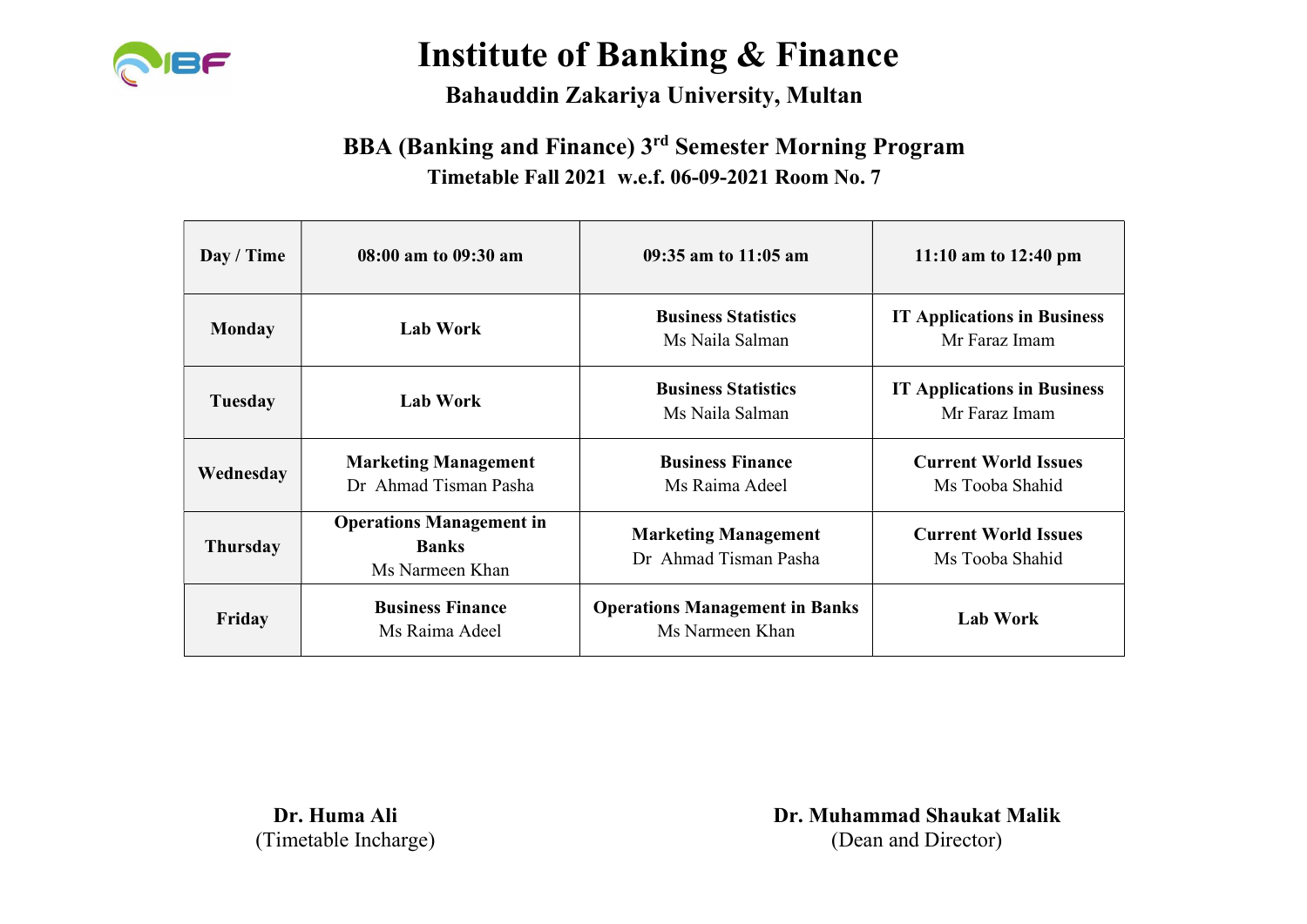# Institute of Banking & Finance

**Bahauddin Zakariya University, Multan**

## BBA (Banking and Finance) 3rd Semester Morning Program

**Timetable Fall 2021 w.e.f. 06-09-2021 Room No. 7**

| Day / Time | 08:00 am to 09:30 am | 09:35 am to 11:05 am | 11:10 am to 12:40 pm |
|---|---|---|---|
| **Monday** | **Lab Work** | **Business Statistics** Ms Naila Salman | **IT Applications in Business** Mr Faraz Imam |
| **Tuesday** | **Lab Work** | **Business Statistics** Ms Naila Salman | **IT Applications in Business** Mr Faraz Imam |
| **Wednesday** | **Marketing Management** Dr Ahmad Tisman Pasha | **Business Finance** Ms Raima Adeel | **Current World Issues** Ms Tooba Shahid |
| **Thursday** | **Operations Management in Banks** Ms Narmeen Khan | **Marketing Management** Dr Ahmad Tisman Pasha | **Current World Issues** Ms Tooba Shahid |
| **Friday** | **Business Finance** Ms Raima Adeel | **Operations Management in Banks** Ms Narmeen Khan | **Lab Work** |

**Dr. Huma Ali**
(Timetable Incharge)

**Dr. Muhammad Shaukat Malik**
(Dean and Director)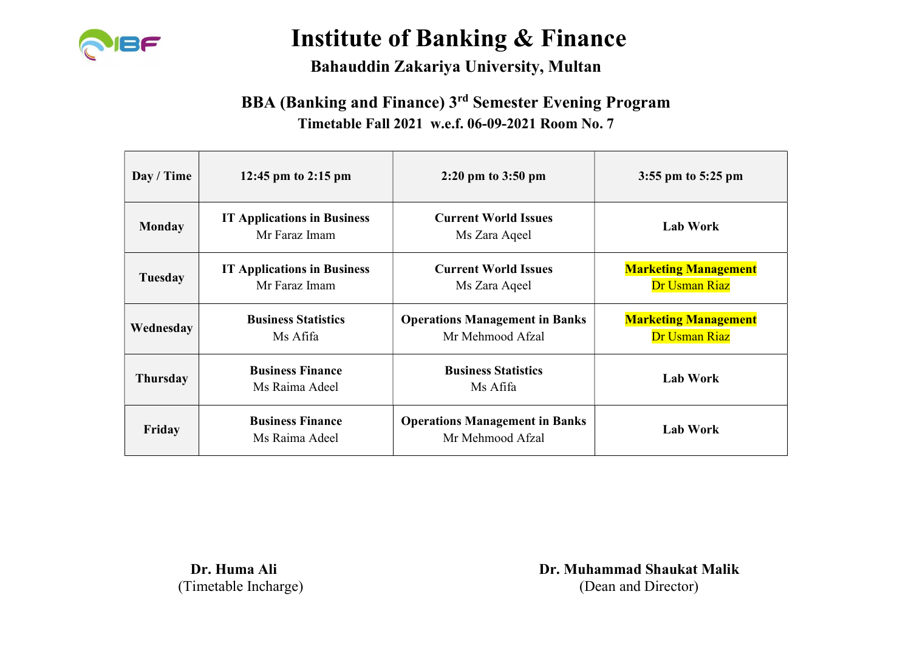# Institute of Banking & Finance

## Bahauddin Zakariya University, Multan

### BBA (Banking and Finance) 3rd Semester Evening Program

**Timetable Fall 2021 w.e.f. 06-09-2021 Room No. 7**

| Day / Time | 12:45 pm to 2:15 pm | 2:20 pm to 3:50 pm | 3:55 pm to 5:25 pm |
|---|---|---|---|
| **Monday** | **IT Applications in Business** Mr Faraz Imam | **Current World Issues** Ms Zara Aqeel | **Lab Work** |
| **Tuesday** | **IT Applications in Business** Mr Faraz Imam | **Current World Issues** Ms Zara Aqeel | **Marketing Management** Dr Usman Riaz |
| **Wednesday** | **Business Statistics** Ms Afifa | **Operations Management in Banks** Mr Mehmood Afzal | **Marketing Management** Dr Usman Riaz |
| **Thursday** | **Business Finance** Ms Raima Adeel | **Business Statistics** Ms Afifa | **Lab Work** |
| **Friday** | **Business Finance** Ms Raima Adeel | **Operations Management in Banks** Mr Mehmood Afzal | **Lab Work** |

**Dr. Huma Ali**
(Timetable Incharge)

**Dr. Muhammad Shaukat Malik**
(Dean and Director)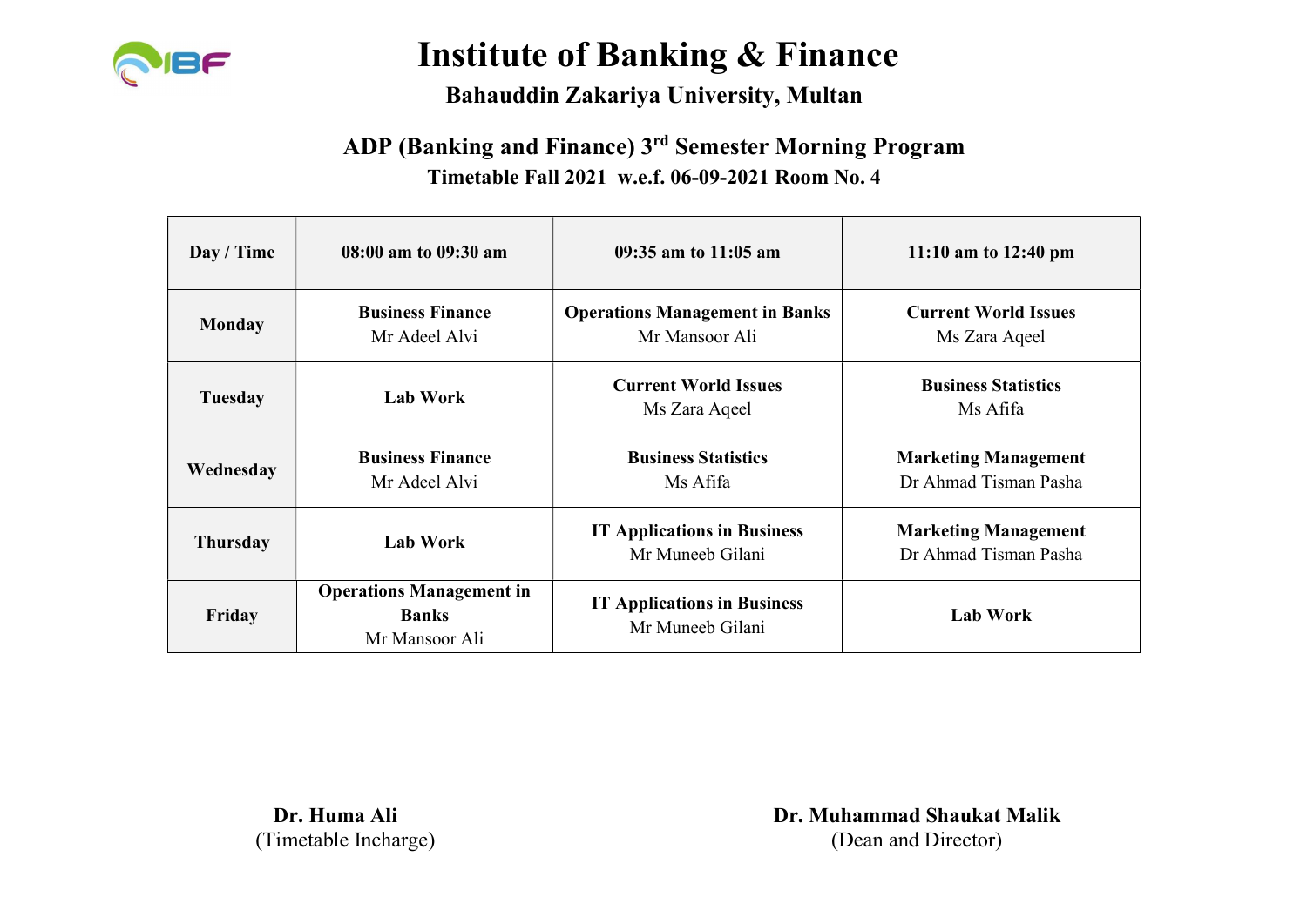# Institute of Banking & Finance

**Bahauddin Zakariya University, Multan**

## ADP (Banking and Finance) 3rd Semester Morning Program

**Timetable Fall 2021 w.e.f. 06-09-2021 Room No. 4**

| Day / Time | 08:00 am to 09:30 am | 09:35 am to 11:05 am | 11:10 am to 12:40 pm |
|---|---|---|---|
| **Monday** | **Business Finance** Mr Adeel Alvi | **Operations Management in Banks** Mr Mansoor Ali | **Current World Issues** Ms Zara Aqeel |
| **Tuesday** | **Lab Work** | **Current World Issues** Ms Zara Aqeel | **Business Statistics** Ms Afifa |
| **Wednesday** | **Business Finance** Mr Adeel Alvi | **Business Statistics** Ms Afifa | **Marketing Management** Dr Ahmad Tisman Pasha |
| **Thursday** | **Lab Work** | **IT Applications in Business** Mr Muneeb Gilani | **Marketing Management** Dr Ahmad Tisman Pasha |
| **Friday** | **Operations Management in Banks** Mr Mansoor Ali | **IT Applications in Business** Mr Muneeb Gilani | **Lab Work** |

**Dr. Huma Ali**
(Timetable Incharge)

**Dr. Muhammad Shaukat Malik**
(Dean and Director)